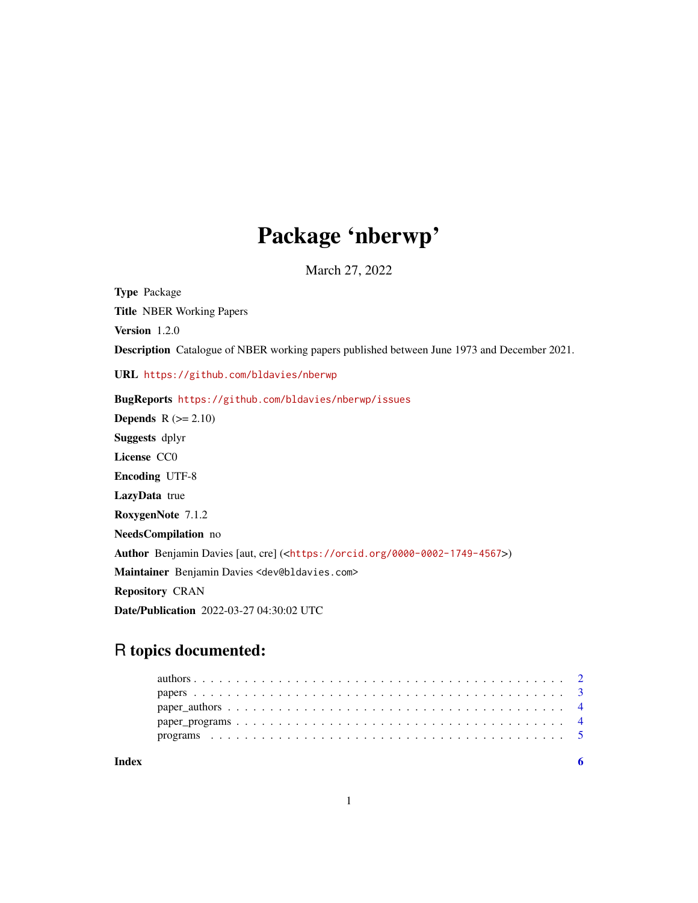# Package 'nberwp'

March 27, 2022

**Type** Package

**Title** NBER Working Papers

**Version** 1.2.0

**Description** Catalogue of NBER working papers published between June 1973 and December 2021.

**URL** https://github.com/bldavies/nberwp

**BugReports** https://github.com/bldavies/nberwp/issues

**Depends** R (>= 2.10)

**Suggests** dplyr

**License** CC0

**Encoding** UTF-8

**LazyData** true

**RoxygenNote** 7.1.2

**NeedsCompilation** no

**Author** Benjamin Davies [aut, cre] (<https://orcid.org/0000-0002-1749-4567>)

**Maintainer** Benjamin Davies <dev@bldavies.com>

**Repository** CRAN

**Date/Publication** 2022-03-27 04:30:02 UTC

## R topics documented:

- authors . . . . . . . . . . . . . . . . . . . . . . . . . . . . . . . . . . . . . . . . . . 2
- papers . . . . . . . . . . . . . . . . . . . . . . . . . . . . . . . . . . . . . . . . . . 3
- paper_authors . . . . . . . . . . . . . . . . . . . . . . . . . . . . . . . . . . . . . . 4
- paper_programs . . . . . . . . . . . . . . . . . . . . . . . . . . . . . . . . . . . . . 4
- programs . . . . . . . . . . . . . . . . . . . . . . . . . . . . . . . . . . . . . . . . 5

**Index** 6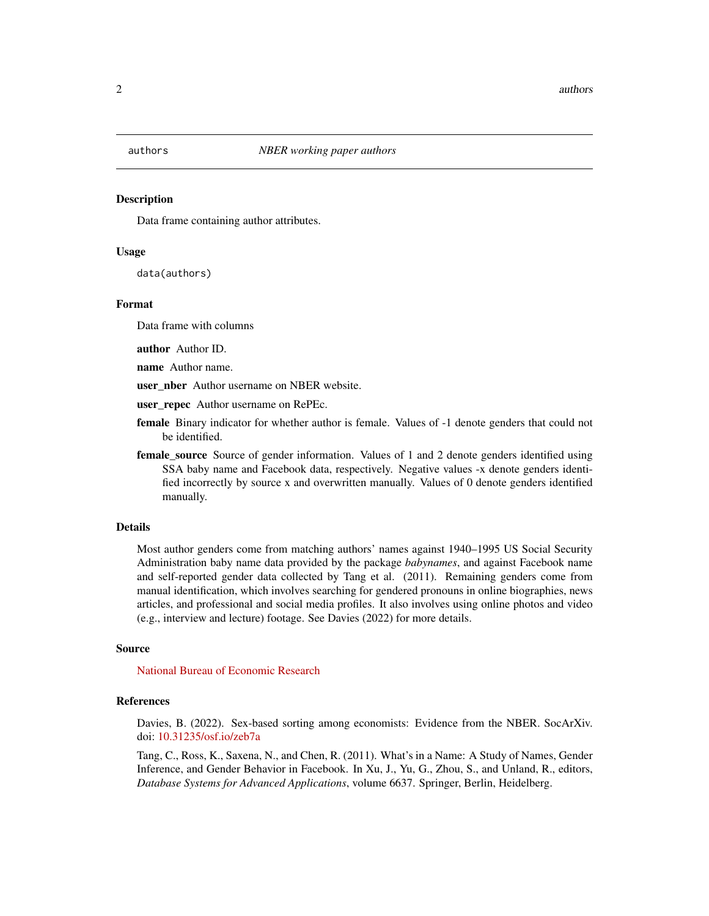# authors — *NBER working paper authors*

## Description

Data frame containing author attributes.

## Usage

```
data(authors)
```

## Format

Data frame with columns

**author** Author ID.

**name** Author name.

**user_nber** Author username on NBER website.

**user_repec** Author username on RePEc.

**female** Binary indicator for whether author is female. Values of -1 denote genders that could not be identified.

**female_source** Source of gender information. Values of 1 and 2 denote genders identified using SSA baby name and Facebook data, respectively. Negative values -x denote genders identified incorrectly by source x and overwritten manually. Values of 0 denote genders identified manually.

## Details

Most author genders come from matching authors' names against 1940–1995 US Social Security Administration baby name data provided by the package *babynames*, and against Facebook name and self-reported gender data collected by Tang et al. (2011). Remaining genders come from manual identification, which involves searching for gendered pronouns in online biographies, news articles, and professional and social media profiles. It also involves using online photos and video (e.g., interview and lecture) footage. See Davies (2022) for more details.

## Source

National Bureau of Economic Research

## References

Davies, B. (2022). Sex-based sorting among economists: Evidence from the NBER. SocArXiv. doi: 10.31235/osf.io/zeb7a

Tang, C., Ross, K., Saxena, N., and Chen, R. (2011). What's in a Name: A Study of Names, Gender Inference, and Gender Behavior in Facebook. In Xu, J., Yu, G., Zhou, S., and Unland, R., editors, *Database Systems for Advanced Applications*, volume 6637. Springer, Berlin, Heidelberg.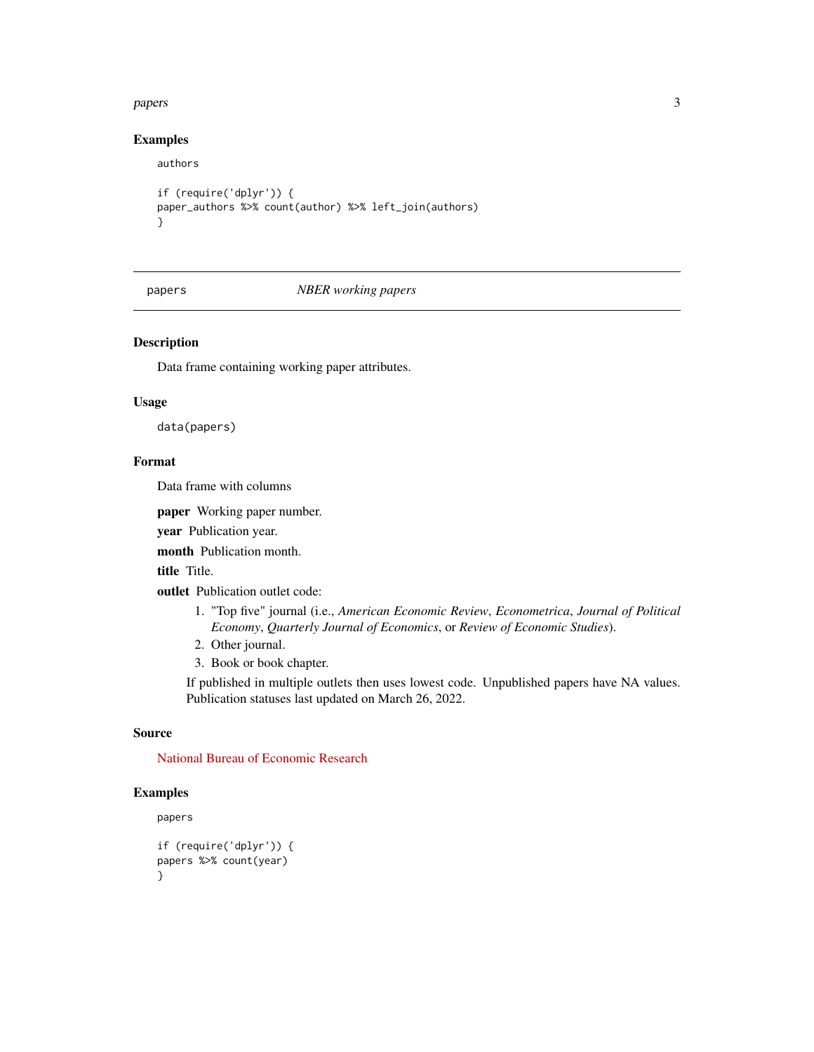## Examples

```
authors

if (require('dplyr')) {
paper_authors %>% count(author) %>% left_join(authors)
}
```

---

## papers — *NBER working papers*

---

### Description

Data frame containing working paper attributes.

### Usage

```
data(papers)
```

### Format

Data frame with columns

**paper** Working paper number.

**year** Publication year.

**month** Publication month.

**title** Title.

**outlet** Publication outlet code:

1. "Top five" journal (i.e., *American Economic Review*, *Econometrica*, *Journal of Political Economy*, *Quarterly Journal of Economics*, or *Review of Economic Studies*).
2. Other journal.
3. Book or book chapter.

If published in multiple outlets then uses lowest code. Unpublished papers have NA values. Publication statuses last updated on March 26, 2022.

### Source

National Bureau of Economic Research

### Examples

```
papers

if (require('dplyr')) {
papers %>% count(year)
}
```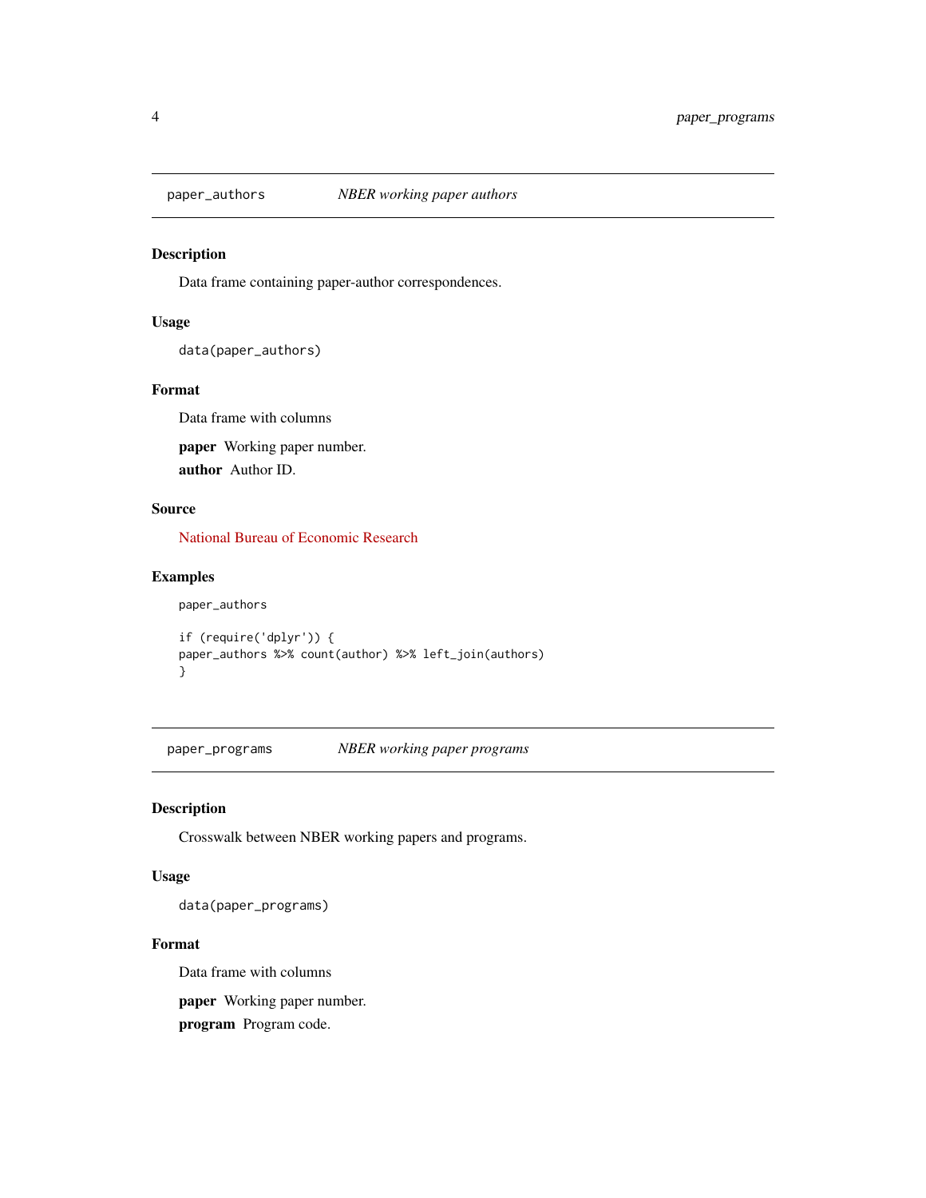## paper_authors *NBER working paper authors*

### Description

Data frame containing paper-author correspondences.

### Usage

```
data(paper_authors)
```

### Format

Data frame with columns

**paper** Working paper number.

**author** Author ID.

### Source

National Bureau of Economic Research

### Examples

```
paper_authors

if (require('dplyr')) {
paper_authors %>% count(author) %>% left_join(authors)
}
```

## paper_programs *NBER working paper programs*

### Description

Crosswalk between NBER working papers and programs.

### Usage

```
data(paper_programs)
```

### Format

Data frame with columns

**paper** Working paper number.

**program** Program code.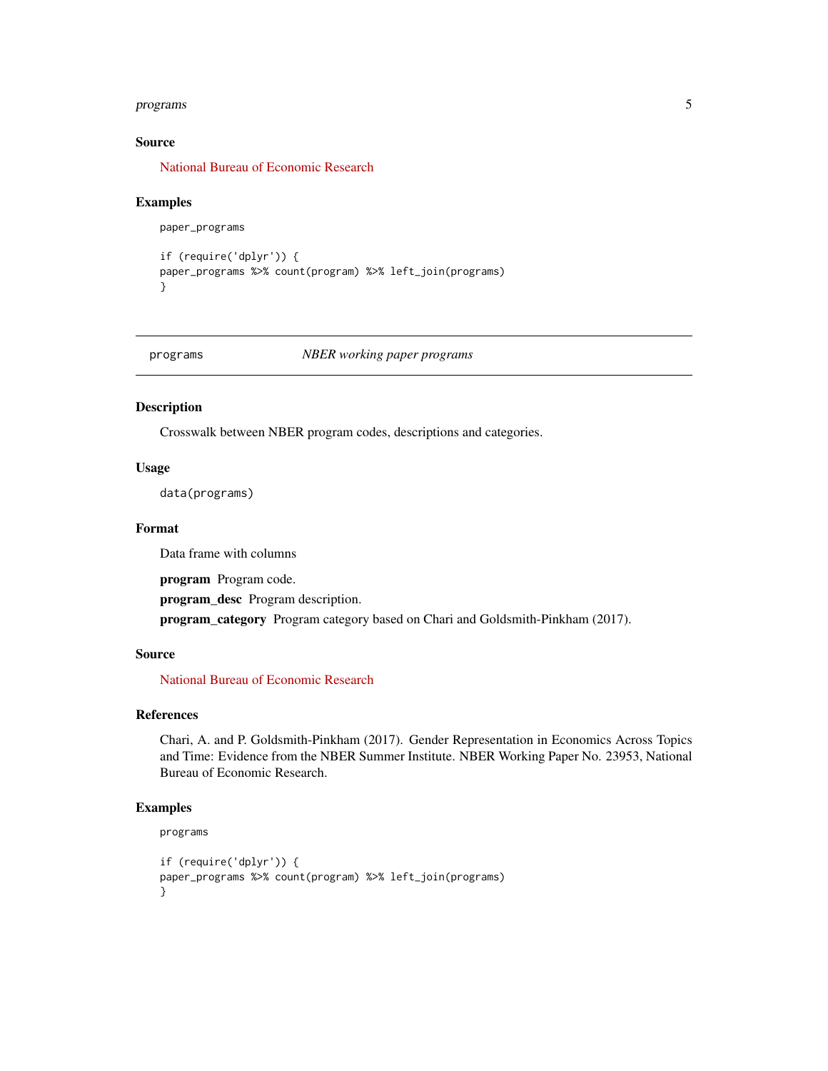### Source

National Bureau of Economic Research

### Examples

```
paper_programs

if (require('dplyr')) {
paper_programs %>% count(program) %>% left_join(programs)
}
```

---

## programs — *NBER working paper programs*

---

### Description

Crosswalk between NBER program codes, descriptions and categories.

### Usage

```
data(programs)
```

### Format

Data frame with columns

**program** Program code.

**program_desc** Program description.

**program_category** Program category based on Chari and Goldsmith-Pinkham (2017).

### Source

National Bureau of Economic Research

### References

Chari, A. and P. Goldsmith-Pinkham (2017). Gender Representation in Economics Across Topics and Time: Evidence from the NBER Summer Institute. NBER Working Paper No. 23953, National Bureau of Economic Research.

### Examples

```
programs

if (require('dplyr')) {
paper_programs %>% count(program) %>% left_join(programs)
}
```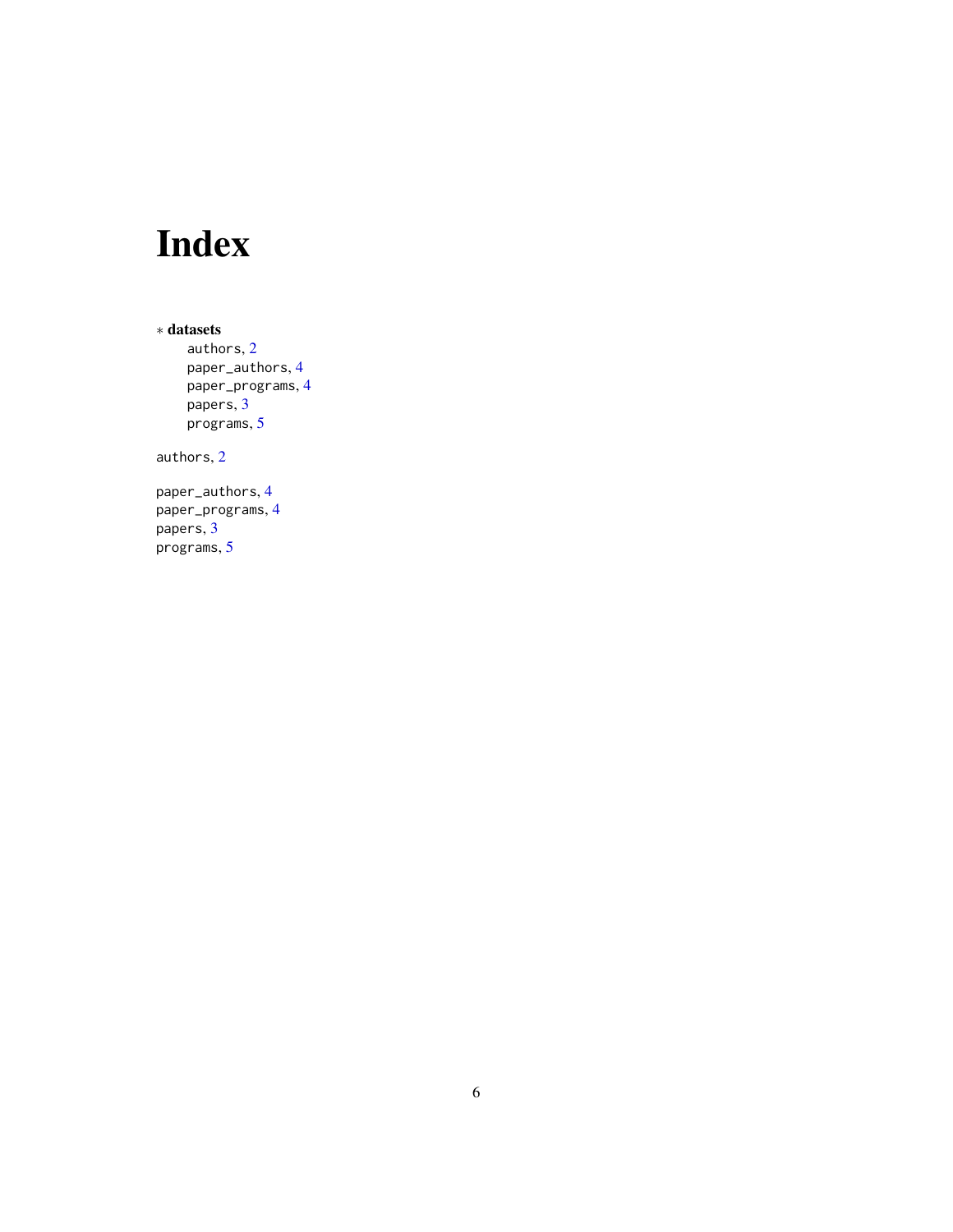# Index

∗ **datasets**

- authors, 2
- paper_authors, 4
- paper_programs, 4
- papers, 3
- programs, 5

authors, 2

paper_authors, 4
paper_programs, 4
papers, 3
programs, 5